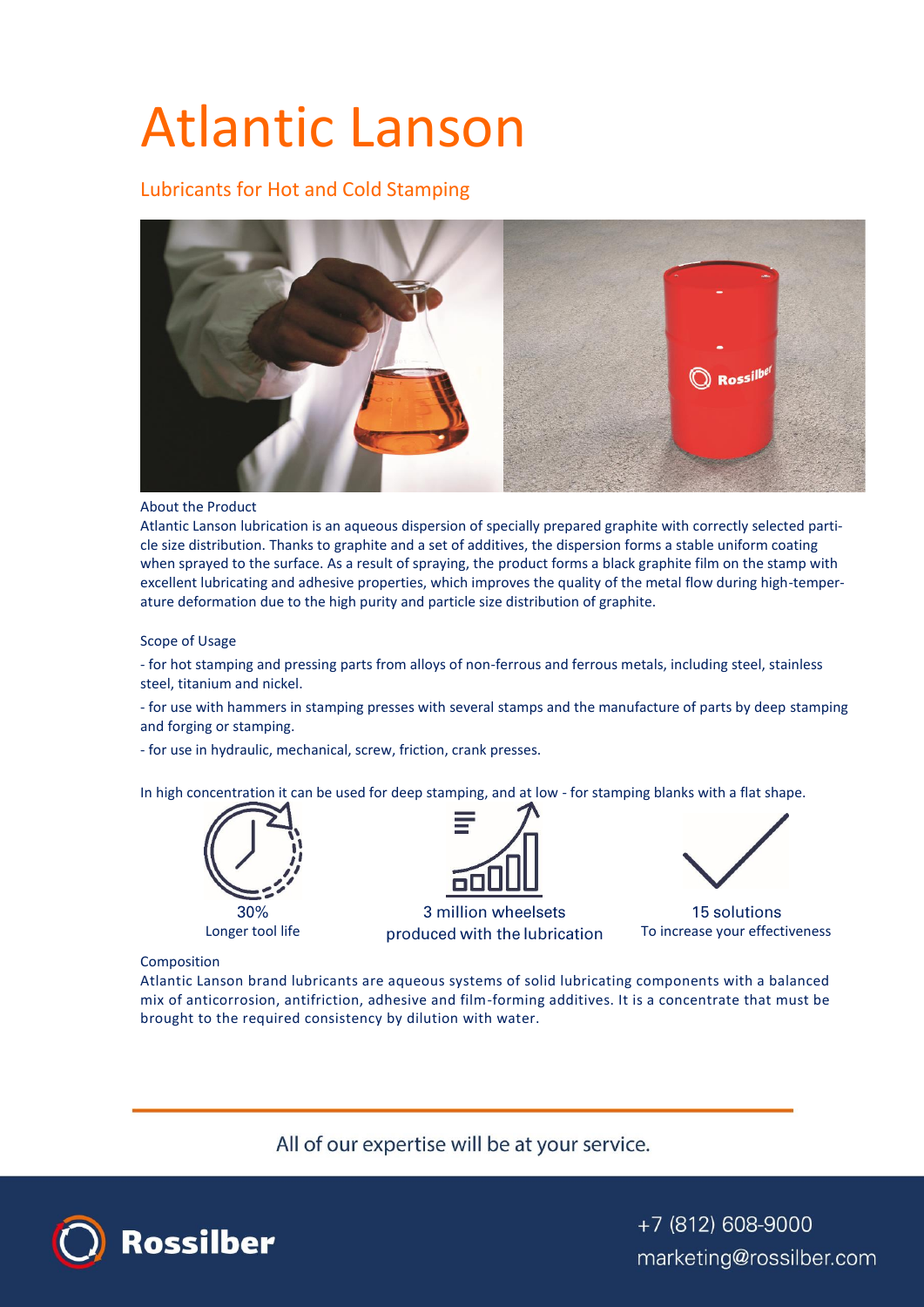# Atlantic Lanson

## Lubricants for Hot and Cold Stamping

About the Product

Atlantic Lanson lubrication is an aqueous dispersion of specially prepared graphite with correctly selected particle size distribution. Thanks to graphite and a set of additives, the dispersion forms a stable uniform coating when sprayed to the surface. As a result of spraying, the product forms a black graphite film on the stamp with excellent lubricating and adhesive properties, which improves the quality of the metal flow during high-temperature deformation due to the high purity and particle size distribution of graphite.

Scope of Usage

- for hot stamping and pressing parts from alloys of non-ferrous and ferrous metals, including steel, stainless steel, titanium and nickel.
- for use with hammers in stamping presses with several stamps and the manufacture of parts by deep stamping and forging or stamping.
- for use in hydraulic, mechanical, screw, friction, crank presses.

In high concentration it can be used for deep stamping, and at low - for stamping blanks with a flat shape.

30%
Longer tool life

3 million wheelsets
produced with the lubrication

15 solutions
To increase your effectiveness

Composition

Atlantic Lanson brand lubricants are aqueous systems of solid lubricating components with a balanced mix of anticorrosion, antifriction, adhesive and film-forming additives. It is a concentrate that must be brought to the required consistency by dilution with water.

All of our expertise will be at your service.

Rossilber

+7 (812) 608-9000
marketing@rossilber.com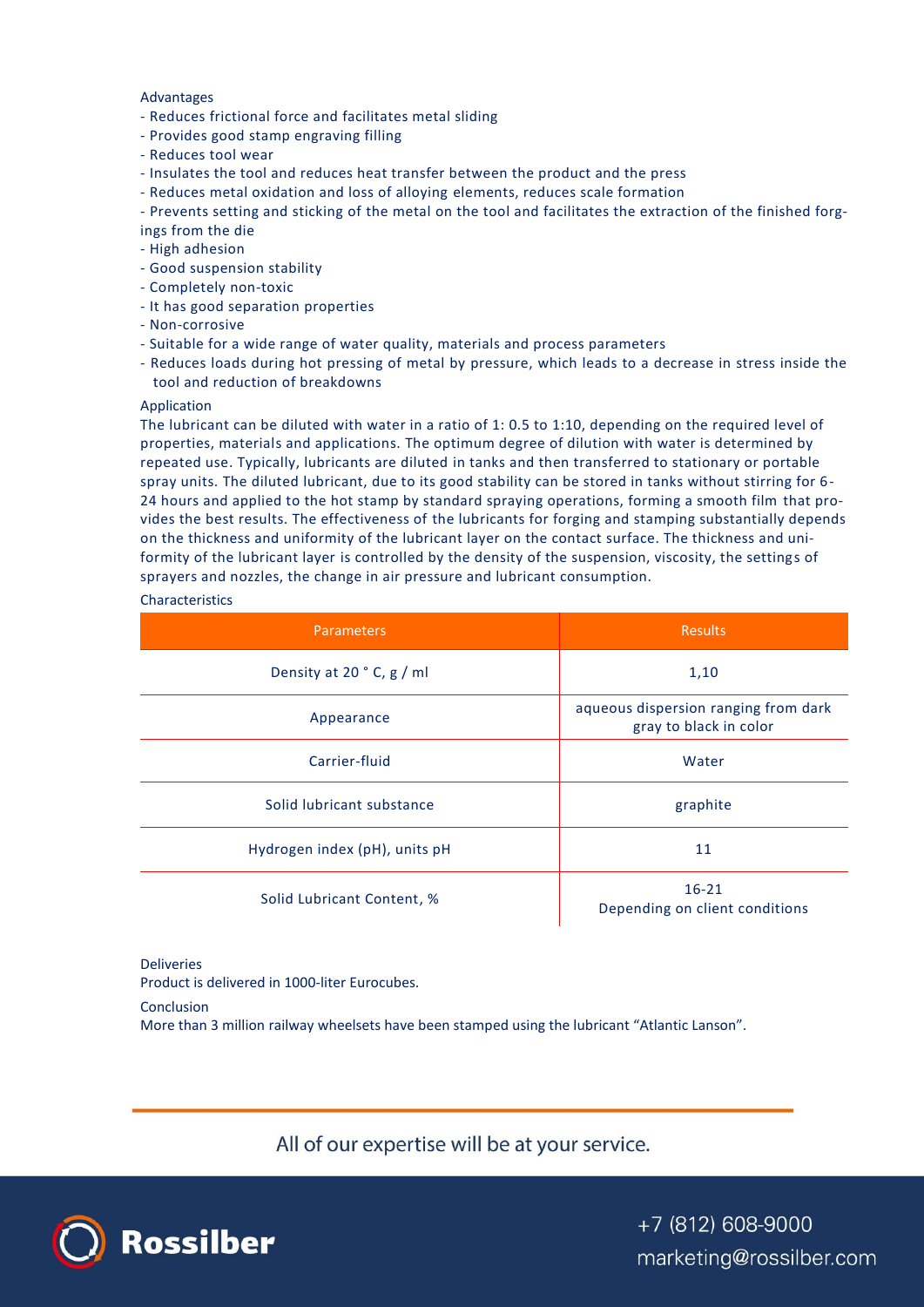Advantages

- Reduces frictional force and facilitates metal sliding
- Provides good stamp engraving filling
- Reduces tool wear
- Insulates the tool and reduces heat transfer between the product and the press
- Reduces metal oxidation and loss of alloying elements, reduces scale formation
- Prevents setting and sticking of the metal on the tool and facilitates the extraction of the finished forgings from the die
- High adhesion
- Good suspension stability
- Completely non-toxic
- It has good separation properties
- Non-corrosive
- Suitable for a wide range of water quality, materials and process parameters
- Reduces loads during hot pressing of metal by pressure, which leads to a decrease in stress inside the tool and reduction of breakdowns

Application

The lubricant can be diluted with water in a ratio of 1: 0.5 to 1:10, depending on the required level of properties, materials and applications. The optimum degree of dilution with water is determined by repeated use. Typically, lubricants are diluted in tanks and then transferred to stationary or portable spray units. The diluted lubricant, due to its good stability can be stored in tanks without stirring for 6-24 hours and applied to the hot stamp by standard spraying operations, forming a smooth film that provides the best results. The effectiveness of the lubricants for forging and stamping substantially depends on the thickness and uniformity of the lubricant layer on the contact surface. The thickness and uniformity of the lubricant layer is controlled by the density of the suspension, viscosity, the settings of sprayers and nozzles, the change in air pressure and lubricant consumption.

Characteristics

| Parameters | Results |
| --- | --- |
| Density at 20 ° C, g / ml | 1,10 |
| Appearance | aqueous dispersion ranging from dark gray to black in color |
| Carrier-fluid | Water |
| Solid lubricant substance | graphite |
| Hydrogen index (pH), units pH | 11 |
| Solid Lubricant Content, % | 16-21<br>Depending on client conditions |

Deliveries

Product is delivered in 1000-liter Eurocubes.

Conclusion

More than 3 million railway wheelsets have been stamped using the lubricant “Atlantic Lanson”.

All of our expertise will be at your service.

Rossilber

+7 (812) 608-9000

marketing@rossilber.com